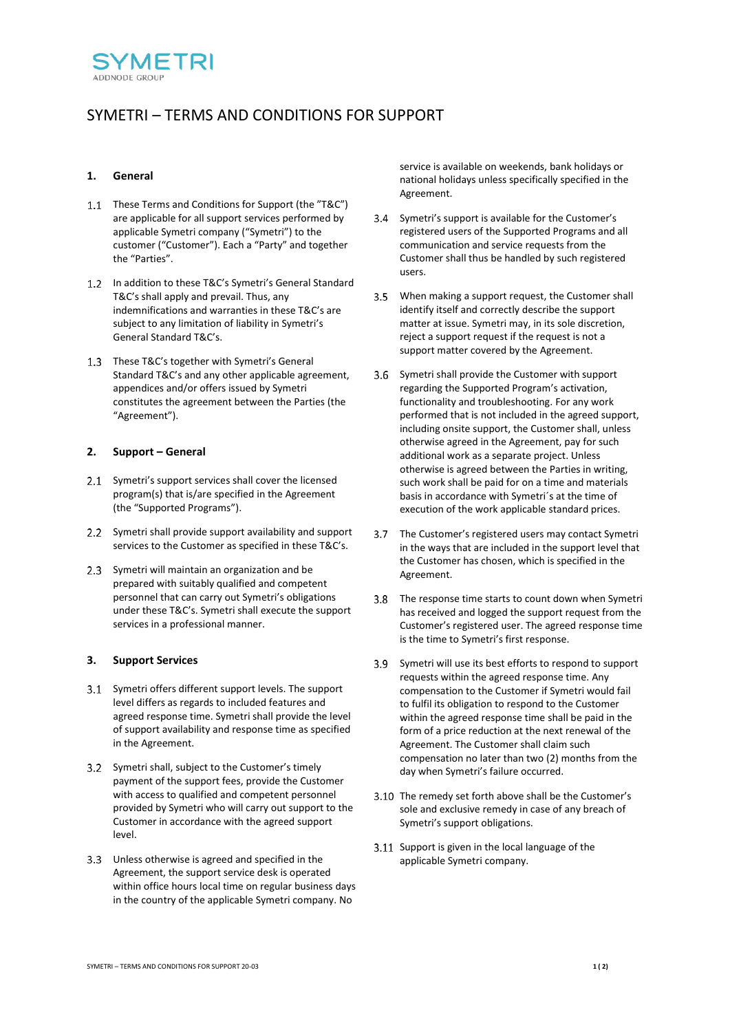SYMETRI
ADDNODE GROUP

# SYMETRI – TERMS AND CONDITIONS FOR SUPPORT

## 1. General

1.1 These Terms and Conditions for Support (the "T&C") are applicable for all support services performed by applicable Symetri company ("Symetri") to the customer ("Customer"). Each a "Party" and together the "Parties".

1.2 In addition to these T&C's Symetri's General Standard T&C's shall apply and prevail. Thus, any indemnifications and warranties in these T&C's are subject to any limitation of liability in Symetri's General Standard T&C's.

1.3 These T&C's together with Symetri's General Standard T&C's and any other applicable agreement, appendices and/or offers issued by Symetri constitutes the agreement between the Parties (the "Agreement").

## 2. Support – General

2.1 Symetri's support services shall cover the licensed program(s) that is/are specified in the Agreement (the "Supported Programs").

2.2 Symetri shall provide support availability and support services to the Customer as specified in these T&C's.

2.3 Symetri will maintain an organization and be prepared with suitably qualified and competent personnel that can carry out Symetri's obligations under these T&C's. Symetri shall execute the support services in a professional manner.

## 3. Support Services

3.1 Symetri offers different support levels. The support level differs as regards to included features and agreed response time. Symetri shall provide the level of support availability and response time as specified in the Agreement.

3.2 Symetri shall, subject to the Customer's timely payment of the support fees, provide the Customer with access to qualified and competent personnel provided by Symetri who will carry out support to the Customer in accordance with the agreed support level.

3.3 Unless otherwise is agreed and specified in the Agreement, the support service desk is operated within office hours local time on regular business days in the country of the applicable Symetri company. No service is available on weekends, bank holidays or national holidays unless specifically specified in the Agreement.

3.4 Symetri's support is available for the Customer's registered users of the Supported Programs and all communication and service requests from the Customer shall thus be handled by such registered users.

3.5 When making a support request, the Customer shall identify itself and correctly describe the support matter at issue. Symetri may, in its sole discretion, reject a support request if the request is not a support matter covered by the Agreement.

3.6 Symetri shall provide the Customer with support regarding the Supported Program's activation, functionality and troubleshooting. For any work performed that is not included in the agreed support, including onsite support, the Customer shall, unless otherwise agreed in the Agreement, pay for such additional work as a separate project. Unless otherwise is agreed between the Parties in writing, such work shall be paid for on a time and materials basis in accordance with Symetri´s at the time of execution of the work applicable standard prices.

3.7 The Customer's registered users may contact Symetri in the ways that are included in the support level that the Customer has chosen, which is specified in the Agreement.

3.8 The response time starts to count down when Symetri has received and logged the support request from the Customer's registered user. The agreed response time is the time to Symetri's first response.

3.9 Symetri will use its best efforts to respond to support requests within the agreed response time. Any compensation to the Customer if Symetri would fail to fulfil its obligation to respond to the Customer within the agreed response time shall be paid in the form of a price reduction at the next renewal of the Agreement. The Customer shall claim such compensation no later than two (2) months from the day when Symetri's failure occurred.

3.10 The remedy set forth above shall be the Customer's sole and exclusive remedy in case of any breach of Symetri's support obligations.

3.11 Support is given in the local language of the applicable Symetri company.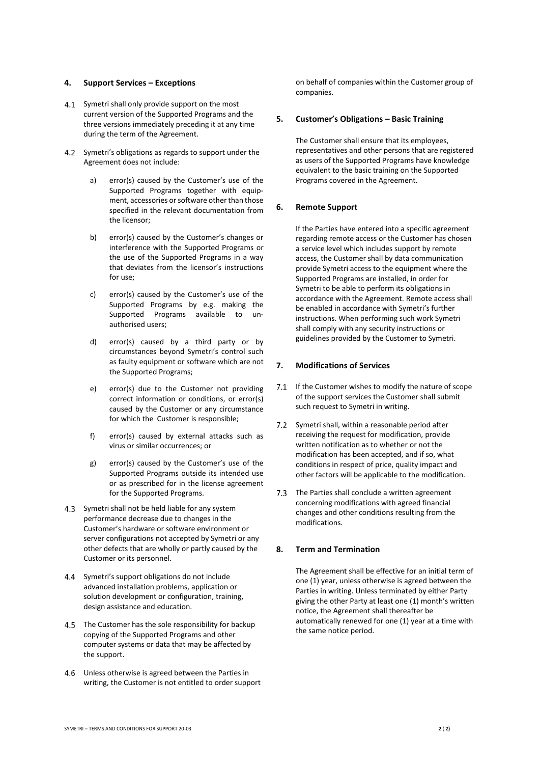## 4. Support Services – Exceptions

4.1 Symetri shall only provide support on the most current version of the Supported Programs and the three versions immediately preceding it at any time during the term of the Agreement.

4.2 Symetri's obligations as regards to support under the Agreement does not include:

a) error(s) caused by the Customer's use of the Supported Programs together with equipment, accessories or software other than those specified in the relevant documentation from the licensor;

b) error(s) caused by the Customer's changes or interference with the Supported Programs or the use of the Supported Programs in a way that deviates from the licensor's instructions for use;

c) error(s) caused by the Customer's use of the Supported Programs by e.g. making the Supported Programs available to unauthorised users;

d) error(s) caused by a third party or by circumstances beyond Symetri's control such as faulty equipment or software which are not the Supported Programs;

e) error(s) due to the Customer not providing correct information or conditions, or error(s) caused by the Customer or any circumstance for which the Customer is responsible;

f) error(s) caused by external attacks such as virus or similar occurrences; or

g) error(s) caused by the Customer's use of the Supported Programs outside its intended use or as prescribed for in the license agreement for the Supported Programs.

4.3 Symetri shall not be held liable for any system performance decrease due to changes in the Customer's hardware or software environment or server configurations not accepted by Symetri or any other defects that are wholly or partly caused by the Customer or its personnel.

4.4 Symetri's support obligations do not include advanced installation problems, application or solution development or configuration, training, design assistance and education.

4.5 The Customer has the sole responsibility for backup copying of the Supported Programs and other computer systems or data that may be affected by the support.

4.6 Unless otherwise is agreed between the Parties in writing, the Customer is not entitled to order support on behalf of companies within the Customer group of companies.

## 5. Customer's Obligations – Basic Training

The Customer shall ensure that its employees, representatives and other persons that are registered as users of the Supported Programs have knowledge equivalent to the basic training on the Supported Programs covered in the Agreement.

## 6. Remote Support

If the Parties have entered into a specific agreement regarding remote access or the Customer has chosen a service level which includes support by remote access, the Customer shall by data communication provide Symetri access to the equipment where the Supported Programs are installed, in order for Symetri to be able to perform its obligations in accordance with the Agreement. Remote access shall be enabled in accordance with Symetri's further instructions. When performing such work Symetri shall comply with any security instructions or guidelines provided by the Customer to Symetri.

## 7. Modifications of Services

7.1 If the Customer wishes to modify the nature of scope of the support services the Customer shall submit such request to Symetri in writing.

7.2 Symetri shall, within a reasonable period after receiving the request for modification, provide written notification as to whether or not the modification has been accepted, and if so, what conditions in respect of price, quality impact and other factors will be applicable to the modification.

7.3 The Parties shall conclude a written agreement concerning modifications with agreed financial changes and other conditions resulting from the modifications.

## 8. Term and Termination

The Agreement shall be effective for an initial term of one (1) year, unless otherwise is agreed between the Parties in writing. Unless terminated by either Party giving the other Party at least one (1) month's written notice, the Agreement shall thereafter be automatically renewed for one (1) year at a time with the same notice period.